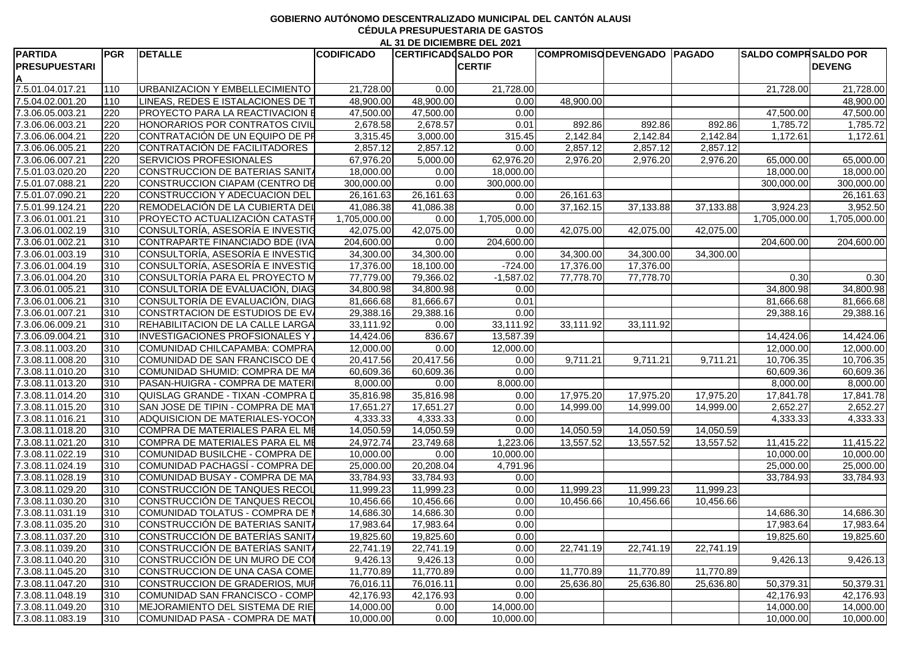**GOBIERNO AUTÓNOMO DESCENTRALIZADO MUNICIPAL DEL CANTÓN ALAUSI**
**CÉDULA PRESUPUESTARIA DE GASTOS**
**AL 31 DE DICIEMBRE DEL 2021**

| PARTIDA PRESUPUESTARIA | PGR | DETALLE | CODIFICADO | CERTIFICADO | SALDO POR CERTIF | COMPROMISO | DEVENGADO | PAGADO | SALDO COMPR | SALDO POR DEVENG |
|---|---|---|---|---|---|---|---|---|---|---|
| 7.5.01.04.017.21 | 110 | URBANIZACION Y EMBELLECIMIENTO | 21,728.00 | 0.00 | 21,728.00 | | | | 21,728.00 | 21,728.00 |
| 7.5.04.02.001.20 | 110 | LINEAS, REDES E ISTALACIONES DE T | 48,900.00 | 48,900.00 | 0.00 | 48,900.00 | | | | 48,900.00 |
| 7.3.06.05.003.21 | 220 | PROYECTO PARA LA REACTIVACION E | 47,500.00 | 47,500.00 | 0.00 | | | | 47,500.00 | 47,500.00 |
| 7.3.06.06.003.21 | 220 | HONORARIOS POR CONTRATOS CIVIL | 2,678.58 | 2,678.57 | 0.01 | 892.86 | 892.86 | 892.86 | 1,785.72 | 1,785.72 |
| 7.3.06.06.004.21 | 220 | CONTRATACIÓN DE UN EQUIPO DE PR | 3,315.45 | 3,000.00 | 315.45 | 2,142.84 | 2,142.84 | 2,142.84 | 1,172.61 | 1,172.61 |
| 7.3.06.06.005.21 | 220 | CONTRATACIÓN DE FACILITADORES | 2,857.12 | 2,857.12 | 0.00 | 2,857.12 | 2,857.12 | 2,857.12 | | |
| 7.3.06.06.007.21 | 220 | SERVICIOS PROFESIONALES | 67,976.20 | 5,000.00 | 62,976.20 | 2,976.20 | 2,976.20 | 2,976.20 | 65,000.00 | 65,000.00 |
| 7.5.01.03.020.20 | 220 | CONSTRUCCION DE BATERIAS SANITA | 18,000.00 | 0.00 | 18,000.00 | | | | 18,000.00 | 18,000.00 |
| 7.5.01.07.088.21 | 220 | CONSTRUCCION CIAPAM (CENTRO DE | 300,000.00 | 0.00 | 300,000.00 | | | | 300,000.00 | 300,000.00 |
| 7.5.01.07.090.21 | 220 | CONSTRUCCION Y ADECUACION DEL | 26,161.63 | 26,161.63 | 0.00 | 26,161.63 | | | | 26,161.63 |
| 7.5.01.99.124.21 | 220 | REMODELACIÓN DE LA CUBIERTA DEL | 41,086.38 | 41,086.38 | 0.00 | 37,162.15 | 37,133.88 | 37,133.88 | 3,924.23 | 3,952.50 |
| 7.3.06.01.001.21 | 310 | PROYECTO ACTUALIZACIÓN CATASTR | 1,705,000.00 | 0.00 | 1,705,000.00 | | | | 1,705,000.00 | 1,705,000.00 |
| 7.3.06.01.002.19 | 310 | CONSULTORÍA, ASESORÍA E INVESTIG | 42,075.00 | 42,075.00 | 0.00 | 42,075.00 | 42,075.00 | 42,075.00 | | |
| 7.3.06.01.002.21 | 310 | CONTRAPARTE FINANCIADO BDE (IVA | 204,600.00 | 0.00 | 204,600.00 | | | | 204,600.00 | 204,600.00 |
| 7.3.06.01.003.19 | 310 | CONSULTORÍA, ASESORÍA E INVESTIG | 34,300.00 | 34,300.00 | 0.00 | 34,300.00 | 34,300.00 | 34,300.00 | | |
| 7.3.06.01.004.19 | 310 | CONSULTORÍA, ASESORÍA E INVESTIG | 17,376.00 | 18,100.00 | -724.00 | 17,376.00 | 17,376.00 | | | |
| 7.3.06.01.004.20 | 310 | CONSULTORÍA PARA EL PROYECTO M | 77,779.00 | 79,366.02 | -1,587.02 | 77,778.70 | 77,778.70 | | 0.30 | 0.30 |
| 7.3.06.01.005.21 | 310 | CONSULTORÍA DE EVALUACIÓN, DIAG | 34,800.98 | 34,800.98 | 0.00 | | | | 34,800.98 | 34,800.98 |
| 7.3.06.01.006.21 | 310 | CONSULTORÍA DE EVALUACIÓN, DIAG | 81,666.68 | 81,666.67 | 0.01 | | | | 81,666.68 | 81,666.68 |
| 7.3.06.01.007.21 | 310 | CONSTRTACION DE ESTUDIOS DE EVA | 29,388.16 | 29,388.16 | 0.00 | | | | 29,388.16 | 29,388.16 |
| 7.3.06.06.009.21 | 310 | REHABILITACION DE LA CALLE LARGA | 33,111.92 | 0.00 | 33,111.92 | 33,111.92 | 33,111.92 | | | |
| 7.3.06.09.004.21 | 310 | INVESTIGACIONES PROFSIONALES Y | 14,424.06 | 836.67 | 13,587.39 | | | | 14,424.06 | 14,424.06 |
| 7.3.08.11.003.20 | 310 | COMUNIDAD CHILCAPAMBA: COMPRA | 12,000.00 | 0.00 | 12,000.00 | | | | 12,000.00 | 12,000.00 |
| 7.3.08.11.008.20 | 310 | COMUNIDAD DE SAN FRANCISCO DE | 20,417.56 | 20,417.56 | 0.00 | 9,711.21 | 9,711.21 | 9,711.21 | 10,706.35 | 10,706.35 |
| 7.3.08.11.010.20 | 310 | COMUNIDAD SHUMID: COMPRA DE MA | 60,609.36 | 60,609.36 | 0.00 | | | | 60,609.36 | 60,609.36 |
| 7.3.08.11.013.20 | 310 | PASAN-HUIGRA - COMPRA DE MATERI | 8,000.00 | 0.00 | 8,000.00 | | | | 8,000.00 | 8,000.00 |
| 7.3.08.11.014.20 | 310 | QUISLAG GRANDE - TIXAN -COMPRA D | 35,816.98 | 35,816.98 | 0.00 | 17,975.20 | 17,975.20 | 17,975.20 | 17,841.78 | 17,841.78 |
| 7.3.08.11.015.20 | 310 | SAN JOSE DE TIPIN - COMPRA DE MAT | 17,651.27 | 17,651.27 | 0.00 | 14,999.00 | 14,999.00 | 14,999.00 | 2,652.27 | 2,652.27 |
| 7.3.08.11.016.21 | 310 | ADQUISICION DE MATERIALES-YOCON | 4,333.33 | 4,333.33 | 0.00 | | | | 4,333.33 | 4,333.33 |
| 7.3.08.11.018.20 | 310 | COMPRA DE MATERIALES PARA EL ME | 14,050.59 | 14,050.59 | 0.00 | 14,050.59 | 14,050.59 | 14,050.59 | | |
| 7.3.08.11.021.20 | 310 | COMPRA DE MATERIALES PARA EL ME | 24,972.74 | 23,749.68 | 1,223.06 | 13,557.52 | 13,557.52 | 13,557.52 | 11,415.22 | 11,415.22 |
| 7.3.08.11.022.19 | 310 | COMUNIDAD BUSILCHE - COMPRA DE | 10,000.00 | 0.00 | 10,000.00 | | | | 10,000.00 | 10,000.00 |
| 7.3.08.11.024.19 | 310 | COMUNIDAD PACHAGSÍ - COMPRA DE | 25,000.00 | 20,208.04 | 4,791.96 | | | | 25,000.00 | 25,000.00 |
| 7.3.08.11.028.19 | 310 | COMUNIDAD BUSAY - COMPRA DE MA | 33,784.93 | 33,784.93 | 0.00 | | | | 33,784.93 | 33,784.93 |
| 7.3.08.11.029.20 | 310 | CONSTRUCCIÓN DE TANQUES RECOL | 11,999.23 | 11,999.23 | 0.00 | 11,999.23 | 11,999.23 | 11,999.23 | | |
| 7.3.08.11.030.20 | 310 | CONSTRUCCIÓN DE TANQUES RECOL | 10,456.66 | 10,456.66 | 0.00 | 10,456.66 | 10,456.66 | 10,456.66 | | |
| 7.3.08.11.031.19 | 310 | COMUNIDAD TOLATUS - COMPRA DE M | 14,686.30 | 14,686.30 | 0.00 | | | | 14,686.30 | 14,686.30 |
| 7.3.08.11.035.20 | 310 | CONSTRUCCIÓN DE BATERIAS SANITA | 17,983.64 | 17,983.64 | 0.00 | | | | 17,983.64 | 17,983.64 |
| 7.3.08.11.037.20 | 310 | CONSTRUCCIÓN DE BATERÍAS SANITA | 19,825.60 | 19,825.60 | 0.00 | | | | 19,825.60 | 19,825.60 |
| 7.3.08.11.039.20 | 310 | CONSTRUCCIÓN DE BATERÍAS SANITA | 22,741.19 | 22,741.19 | 0.00 | 22,741.19 | 22,741.19 | 22,741.19 | | |
| 7.3.08.11.040.20 | 310 | CONSTRUCCIÓN DE UN MURO DE CON | 9,426.13 | 9,426.13 | 0.00 | | | | 9,426.13 | 9,426.13 |
| 7.3.08.11.045.20 | 310 | CONSTRUCCION DE UNA CASA COME | 11,770.89 | 11,770.89 | 0.00 | 11,770.89 | 11,770.89 | 11,770.89 | | |
| 7.3.08.11.047.20 | 310 | CONSTRUCCION DE GRADERIOS, MUR | 76,016.11 | 76,016.11 | 0.00 | 25,636.80 | 25,636.80 | 25,636.80 | 50,379.31 | 50,379.31 |
| 7.3.08.11.048.19 | 310 | COMUNIDAD SAN FRANCISCO - COMP | 42,176.93 | 42,176.93 | 0.00 | | | | 42,176.93 | 42,176.93 |
| 7.3.08.11.049.20 | 310 | MEJORAMIENTO DEL SISTEMA DE RIE | 14,000.00 | 0.00 | 14,000.00 | | | | 14,000.00 | 14,000.00 |
| 7.3.08.11.083.19 | 310 | COMUNIDAD PASA - COMPRA DE MATI | 10,000.00 | 0.00 | 10,000.00 | | | | 10,000.00 | 10,000.00 |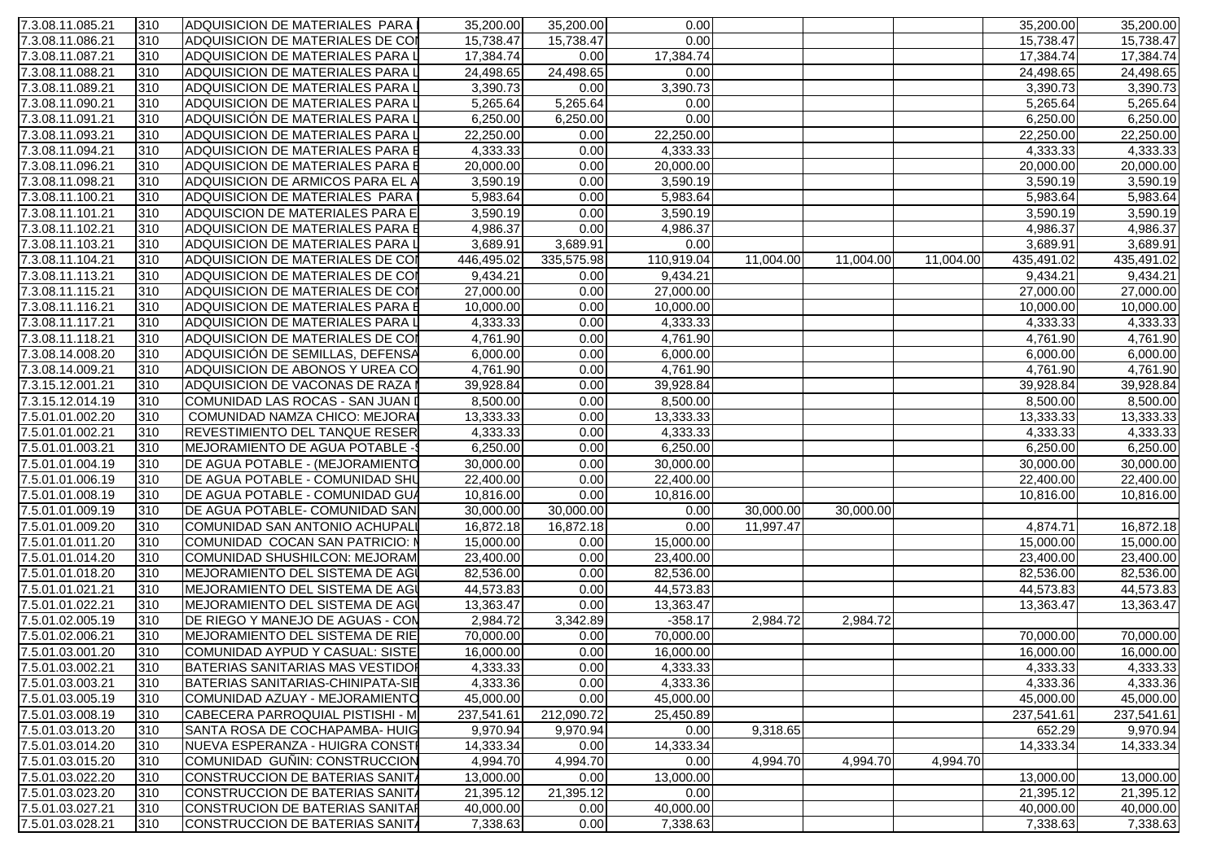| | | | | | | | | | | |
|---|---|---|---|---|---|---|---|---|---|---|
| 7.3.08.11.085.21 | 310 | ADQUISICION DE MATERIALES PARA | 35,200.00 | 35,200.00 | 0.00 | | | | 35,200.00 | 35,200.00 |
| 7.3.08.11.086.21 | 310 | ADQUISICION DE MATERIALES DE CO | 15,738.47 | 15,738.47 | 0.00 | | | | 15,738.47 | 15,738.47 |
| 7.3.08.11.087.21 | 310 | ADQUISICION DE MATERIALES PARA | 17,384.74 | 0.00 | 17,384.74 | | | | 17,384.74 | 17,384.74 |
| 7.3.08.11.088.21 | 310 | ADQUISICION DE MATERIALES PARA | 24,498.65 | 24,498.65 | 0.00 | | | | 24,498.65 | 24,498.65 |
| 7.3.08.11.089.21 | 310 | ADQUISICION DE MATERIALES PARA | 3,390.73 | 0.00 | 3,390.73 | | | | 3,390.73 | 3,390.73 |
| 7.3.08.11.090.21 | 310 | ADQUISICION DE MATERIALES PARA | 5,265.64 | 5,265.64 | 0.00 | | | | 5,265.64 | 5,265.64 |
| 7.3.08.11.091.21 | 310 | ADQUISICIÓN DE MATERIALES PARA | 6,250.00 | 6,250.00 | 0.00 | | | | 6,250.00 | 6,250.00 |
| 7.3.08.11.093.21 | 310 | ADQUISICION DE MATERIALES PARA | 22,250.00 | 0.00 | 22,250.00 | | | | 22,250.00 | 22,250.00 |
| 7.3.08.11.094.21 | 310 | ADQUISICION DE MATERIALES PARA E | 4,333.33 | 0.00 | 4,333.33 | | | | 4,333.33 | 4,333.33 |
| 7.3.08.11.096.21 | 310 | ADQUISICION DE MATERIALES PARA E | 20,000.00 | 0.00 | 20,000.00 | | | | 20,000.00 | 20,000.00 |
| 7.3.08.11.098.21 | 310 | ADQUISICION DE ARMICOS PARA EL A | 3,590.19 | 0.00 | 3,590.19 | | | | 3,590.19 | 3,590.19 |
| 7.3.08.11.100.21 | 310 | ADQUISICION DE MATERIALES PARA | 5,983.64 | 0.00 | 5,983.64 | | | | 5,983.64 | 5,983.64 |
| 7.3.08.11.101.21 | 310 | ADQUISCION DE MATERIALES PARA E | 3,590.19 | 0.00 | 3,590.19 | | | | 3,590.19 | 3,590.19 |
| 7.3.08.11.102.21 | 310 | ADQUISICION DE MATERIALES PARA E | 4,986.37 | 0.00 | 4,986.37 | | | | 4,986.37 | 4,986.37 |
| 7.3.08.11.103.21 | 310 | ADQUISICION DE MATERIALES PARA | 3,689.91 | 3,689.91 | 0.00 | | | | 3,689.91 | 3,689.91 |
| 7.3.08.11.104.21 | 310 | ADQUISICION DE MATERIALES DE CO | 446,495.02 | 335,575.98 | 110,919.04 | 11,004.00 | 11,004.00 | 11,004.00 | 435,491.02 | 435,491.02 |
| 7.3.08.11.113.21 | 310 | ADQUISICION DE MATERIALES DE CO | 9,434.21 | 0.00 | 9,434.21 | | | | 9,434.21 | 9,434.21 |
| 7.3.08.11.115.21 | 310 | ADQUISICION DE MATERIALES DE CO | 27,000.00 | 0.00 | 27,000.00 | | | | 27,000.00 | 27,000.00 |
| 7.3.08.11.116.21 | 310 | ADQUISICION DE MATERIALES PARA E | 10,000.00 | 0.00 | 10,000.00 | | | | 10,000.00 | 10,000.00 |
| 7.3.08.11.117.21 | 310 | ADQUISICION DE MATERIALES PARA | 4,333.33 | 0.00 | 4,333.33 | | | | 4,333.33 | 4,333.33 |
| 7.3.08.11.118.21 | 310 | ADQUISICION DE MATERIALES DE CO | 4,761.90 | 0.00 | 4,761.90 | | | | 4,761.90 | 4,761.90 |
| 7.3.08.14.008.20 | 310 | ADQUISICIÓN DE SEMILLAS, DEFENSA | 6,000.00 | 0.00 | 6,000.00 | | | | 6,000.00 | 6,000.00 |
| 7.3.08.14.009.21 | 310 | ADQUISICION DE ABONOS Y UREA CO | 4,761.90 | 0.00 | 4,761.90 | | | | 4,761.90 | 4,761.90 |
| 7.3.15.12.001.21 | 310 | ADQUISICION DE VACONAS DE RAZA | 39,928.84 | 0.00 | 39,928.84 | | | | 39,928.84 | 39,928.84 |
| 7.3.15.12.014.19 | 310 | COMUNIDAD LAS ROCAS - SAN JUAN | 8,500.00 | 0.00 | 8,500.00 | | | | 8,500.00 | 8,500.00 |
| 7.5.01.01.002.20 | 310 | COMUNIDAD NAMZA CHICO: MEJORA | 13,333.33 | 0.00 | 13,333.33 | | | | 13,333.33 | 13,333.33 |
| 7.5.01.01.002.21 | 310 | REVESTIMIENTO DEL TANQUE RESER | 4,333.33 | 0.00 | 4,333.33 | | | | 4,333.33 | 4,333.33 |
| 7.5.01.01.003.21 | 310 | MEJORAMIENTO DE AGUA POTABLE - | 6,250.00 | 0.00 | 6,250.00 | | | | 6,250.00 | 6,250.00 |
| 7.5.01.01.004.19 | 310 | DE AGUA POTABLE - (MEJORAMIENTO | 30,000.00 | 0.00 | 30,000.00 | | | | 30,000.00 | 30,000.00 |
| 7.5.01.01.006.19 | 310 | DE AGUA POTABLE - COMUNIDAD SHU | 22,400.00 | 0.00 | 22,400.00 | | | | 22,400.00 | 22,400.00 |
| 7.5.01.01.008.19 | 310 | DE AGUA POTABLE - COMUNIDAD GU | 10,816.00 | 0.00 | 10,816.00 | | | | 10,816.00 | 10,816.00 |
| 7.5.01.01.009.19 | 310 | DE AGUA POTABLE- COMUNIDAD SAN | 30,000.00 | 30,000.00 | 0.00 | 30,000.00 | 30,000.00 | | | |
| 7.5.01.01.009.20 | 310 | COMUNIDAD SAN ANTONIO ACHUPAL | 16,872.18 | 16,872.18 | 0.00 | 11,997.47 | | | 4,874.71 | 16,872.18 |
| 7.5.01.01.011.20 | 310 | COMUNIDAD COCAN SAN PATRICIO: | 15,000.00 | 0.00 | 15,000.00 | | | | 15,000.00 | 15,000.00 |
| 7.5.01.01.014.20 | 310 | COMUNIDAD SHUSHILCON: MEJORAM | 23,400.00 | 0.00 | 23,400.00 | | | | 23,400.00 | 23,400.00 |
| 7.5.01.01.018.20 | 310 | MEJORAMIENTO DEL SISTEMA DE AG | 82,536.00 | 0.00 | 82,536.00 | | | | 82,536.00 | 82,536.00 |
| 7.5.01.01.021.21 | 310 | MEJORAMIENTO DEL SISTEMA DE AG | 44,573.83 | 0.00 | 44,573.83 | | | | 44,573.83 | 44,573.83 |
| 7.5.01.01.022.21 | 310 | MEJORAMIENTO DEL SISTEMA DE AG | 13,363.47 | 0.00 | 13,363.47 | | | | 13,363.47 | 13,363.47 |
| 7.5.01.02.005.19 | 310 | DE RIEGO Y MANEJO DE AGUAS - CO | 2,984.72 | 3,342.89 | -358.17 | 2,984.72 | 2,984.72 | | | |
| 7.5.01.02.006.21 | 310 | MEJORAMIENTO DEL SISTEMA DE RIE | 70,000.00 | 0.00 | 70,000.00 | | | | 70,000.00 | 70,000.00 |
| 7.5.01.03.001.20 | 310 | COMUNIDAD AYPUD Y CASUAL: SISTE | 16,000.00 | 0.00 | 16,000.00 | | | | 16,000.00 | 16,000.00 |
| 7.5.01.03.002.21 | 310 | BATERIAS SANITARIAS MAS VESTIDO | 4,333.33 | 0.00 | 4,333.33 | | | | 4,333.33 | 4,333.33 |
| 7.5.01.03.003.21 | 310 | BATERIAS SANITARIAS-CHINIPATA-SI | 4,333.36 | 0.00 | 4,333.36 | | | | 4,333.36 | 4,333.36 |
| 7.5.01.03.005.19 | 310 | COMUNIDAD AZUAY - MEJORAMIENTO | 45,000.00 | 0.00 | 45,000.00 | | | | 45,000.00 | 45,000.00 |
| 7.5.01.03.008.19 | 310 | CABECERA PARROQUIAL PISTISHI - M | 237,541.61 | 212,090.72 | 25,450.89 | | | | 237,541.61 | 237,541.61 |
| 7.5.01.03.013.20 | 310 | SANTA ROSA DE COCHAPAMBA- HUIG | 9,970.94 | 9,970.94 | 0.00 | 9,318.65 | | | 652.29 | 9,970.94 |
| 7.5.01.03.014.20 | 310 | NUEVA ESPERANZA - HUIGRA CONST | 14,333.34 | 0.00 | 14,333.34 | | | | 14,333.34 | 14,333.34 |
| 7.5.01.03.015.20 | 310 | COMUNIDAD GUÑIN: CONSTRUCCION | 4,994.70 | 4,994.70 | 0.00 | 4,994.70 | 4,994.70 | 4,994.70 | | |
| 7.5.01.03.022.20 | 310 | CONSTRUCCION DE BATERIAS SANIT | 13,000.00 | 0.00 | 13,000.00 | | | | 13,000.00 | 13,000.00 |
| 7.5.01.03.023.20 | 310 | CONSTRUCCION DE BATERIAS SANIT | 21,395.12 | 21,395.12 | 0.00 | | | | 21,395.12 | 21,395.12 |
| 7.5.01.03.027.21 | 310 | CONSTRUCION DE BATERIAS SANITA | 40,000.00 | 0.00 | 40,000.00 | | | | 40,000.00 | 40,000.00 |
| 7.5.01.03.028.21 | 310 | CONSTRUCCION DE BATERIAS SANIT | 7,338.63 | 0.00 | 7,338.63 | | | | 7,338.63 | 7,338.63 |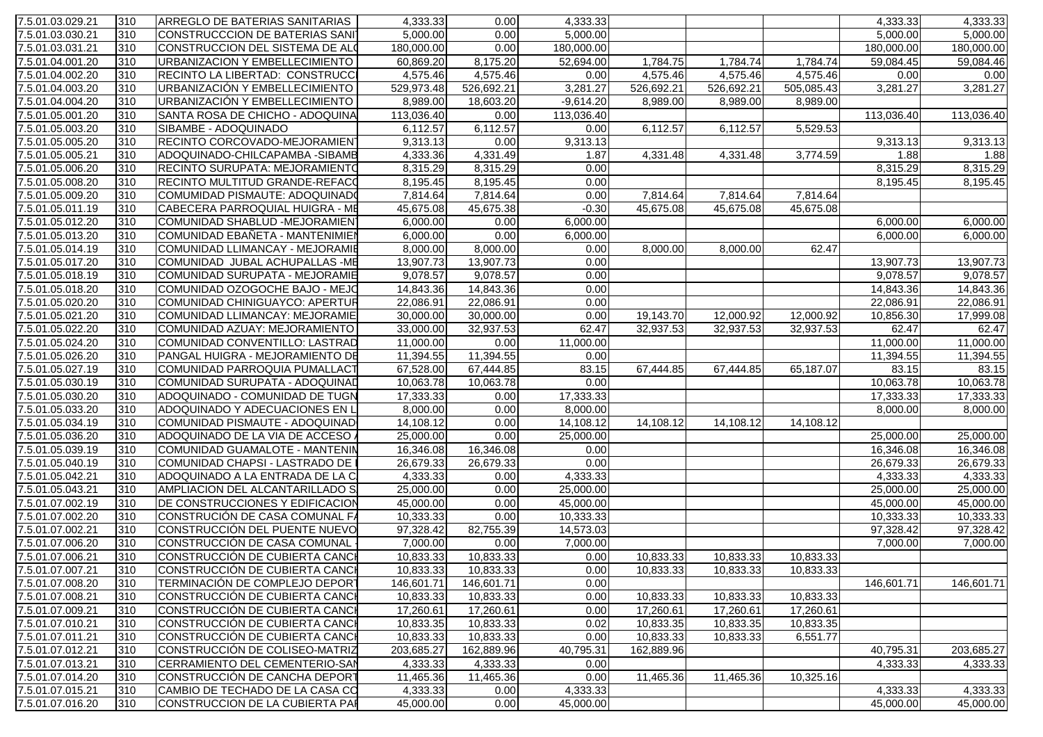| | | | | | | | | | |
|---|---|---|---|---|---|---|---|---|---|
| 7.5.01.03.029.21 | 310 | ARREGLO DE BATERIAS SANITARIAS | 4,333.33 | 0.00 | 4,333.33 | | | | 4,333.33 | 4,333.33 |
| 7.5.01.03.030.21 | 310 | CONSTRUCCCION DE BATERIAS SANI | 5,000.00 | 0.00 | 5,000.00 | | | | 5,000.00 | 5,000.00 |
| 7.5.01.03.031.21 | 310 | CONSTRUCCION DEL SISTEMA DE AL | 180,000.00 | 0.00 | 180,000.00 | | | | 180,000.00 | 180,000.00 |
| 7.5.01.04.001.20 | 310 | URBANIZACION Y EMBELLECIMIENTO | 60,869.20 | 8,175.20 | 52,694.00 | 1,784.75 | 1,784.74 | 1,784.74 | 59,084.45 | 59,084.46 |
| 7.5.01.04.002.20 | 310 | RECINTO LA LIBERTAD: CONSTRUCC | 4,575.46 | 4,575.46 | 0.00 | 4,575.46 | 4,575.46 | 4,575.46 | 0.00 | 0.00 |
| 7.5.01.04.003.20 | 310 | URBANIZACIÓN Y EMBELLECIMIENTO | 529,973.48 | 526,692.21 | 3,281.27 | 526,692.21 | 526,692.21 | 505,085.43 | 3,281.27 | 3,281.27 |
| 7.5.01.04.004.20 | 310 | URBANIZACIÓN Y EMBELLECIMIENTO | 8,989.00 | 18,603.20 | -9,614.20 | 8,989.00 | 8,989.00 | 8,989.00 | | |
| 7.5.01.05.001.20 | 310 | SANTA ROSA DE CHICHO - ADOQUINA | 113,036.40 | 0.00 | 113,036.40 | | | | 113,036.40 | 113,036.40 |
| 7.5.01.05.003.20 | 310 | SIBAMBE - ADOQUINADO | 6,112.57 | 6,112.57 | 0.00 | 6,112.57 | 6,112.57 | 5,529.53 | | |
| 7.5.01.05.005.20 | 310 | RECINTO CORCOVADO-MEJORAMIEN | 9,313.13 | 0.00 | 9,313.13 | | | | 9,313.13 | 9,313.13 |
| 7.5.01.05.005.21 | 310 | ADOQUINADO-CHILCAPAMBA -SIBAMB | 4,333.36 | 4,331.49 | 1.87 | 4,331.48 | 4,331.48 | 3,774.59 | 1.88 | 1.88 |
| 7.5.01.05.006.20 | 310 | RECINTO SURUPATA: MEJORAMIENTO | 8,315.29 | 8,315.29 | 0.00 | | | | 8,315.29 | 8,315.29 |
| 7.5.01.05.008.20 | 310 | RECINTO MULTITUD GRANDE-REFACC | 8,195.45 | 8,195.45 | 0.00 | | | | 8,195.45 | 8,195.45 |
| 7.5.01.05.009.20 | 310 | COMUDIDAD PISMAUTE: ADOQUINADO | 7,814.64 | 7,814.64 | 0.00 | 7,814.64 | 7,814.64 | 7,814.64 | | |
| 7.5.01.05.011.19 | 310 | CABECERA PARROQUIAL HUIGRA - ME | 45,675.08 | 45,675.38 | -0.30 | 45,675.08 | 45,675.08 | 45,675.08 | | |
| 7.5.01.05.012.20 | 310 | COMUNIDAD SHABLUD -MEJORAMIEN | 6,000.00 | 0.00 | 6,000.00 | | | | 6,000.00 | 6,000.00 |
| 7.5.01.05.013.20 | 310 | COMUNIDAD EBAÑETA - MANTENIMIEN | 6,000.00 | 0.00 | 6,000.00 | | | | 6,000.00 | 6,000.00 |
| 7.5.01.05.014.19 | 310 | COMUNIDAD LLIMANCAY - MEJORAMIE | 8,000.00 | 8,000.00 | 0.00 | 8,000.00 | 8,000.00 | 62.47 | | |
| 7.5.01.05.017.20 | 310 | COMUNIDAD JUBAL ACHUPALLAS -ME | 13,907.73 | 13,907.73 | 0.00 | | | | 13,907.73 | 13,907.73 |
| 7.5.01.05.018.19 | 310 | COMUNIDAD SURUPATA - MEJORAMIE | 9,078.57 | 9,078.57 | 0.00 | | | | 9,078.57 | 9,078.57 |
| 7.5.01.05.018.20 | 310 | COMUNIDAD OZOGOCHE BAJO - MEJO | 14,843.36 | 14,843.36 | 0.00 | | | | 14,843.36 | 14,843.36 |
| 7.5.01.05.020.20 | 310 | COMUNIDAD CHINIGUAYCO: APERTUR | 22,086.91 | 22,086.91 | 0.00 | | | | 22,086.91 | 22,086.91 |
| 7.5.01.05.021.20 | 310 | COMUNIDAD LLIMANCAY: MEJORAMIE | 30,000.00 | 30,000.00 | 0.00 | 19,143.70 | 12,000.92 | 12,000.92 | 10,856.30 | 17,999.08 |
| 7.5.01.05.022.20 | 310 | COMUNIDAD AZUAY: MEJORAMIENTO | 33,000.00 | 32,937.53 | 62.47 | 32,937.53 | 32,937.53 | 32,937.53 | 62.47 | 62.47 |
| 7.5.01.05.024.20 | 310 | COMUNIDAD CONVENTILLO: LASTRAD | 11,000.00 | 0.00 | 11,000.00 | | | | 11,000.00 | 11,000.00 |
| 7.5.01.05.026.20 | 310 | PANGAL HUIGRA - MEJORAMIENTO DE | 11,394.55 | 11,394.55 | 0.00 | | | | 11,394.55 | 11,394.55 |
| 7.5.01.05.027.19 | 310 | COMUNIDAD PARROQUIA PUMALLACT | 67,528.00 | 67,444.85 | 83.15 | 67,444.85 | 67,444.85 | 65,187.07 | 83.15 | 83.15 |
| 7.5.01.05.030.19 | 310 | COMUNIDAD SURUPATA - ADOQUINAD | 10,063.78 | 10,063.78 | 0.00 | | | | 10,063.78 | 10,063.78 |
| 7.5.01.05.030.20 | 310 | ADOQUINADO - COMUNIDAD DE TUGN | 17,333.33 | 0.00 | 17,333.33 | | | | 17,333.33 | 17,333.33 |
| 7.5.01.05.033.20 | 310 | ADOQUINADO Y ADECUACIONES EN L | 8,000.00 | 0.00 | 8,000.00 | | | | 8,000.00 | 8,000.00 |
| 7.5.01.05.034.19 | 310 | COMUNIDAD PISMAUTE - ADOQUINAD | 14,108.12 | 0.00 | 14,108.12 | 14,108.12 | 14,108.12 | 14,108.12 | | |
| 7.5.01.05.036.20 | 310 | ADOQUINADO DE LA VIA DE ACCESO | 25,000.00 | 0.00 | 25,000.00 | | | | 25,000.00 | 25,000.00 |
| 7.5.01.05.039.19 | 310 | COMUNIDAD GUAMALOTE - MANTENIN | 16,346.08 | 16,346.08 | 0.00 | | | | 16,346.08 | 16,346.08 |
| 7.5.01.05.040.19 | 310 | COMUNIDAD CHAPSI - LASTRADO DE | 26,679.33 | 26,679.33 | 0.00 | | | | 26,679.33 | 26,679.33 |
| 7.5.01.05.042.21 | 310 | ADOQUINADO A LA ENTRADA DE LA C | 4,333.33 | 0.00 | 4,333.33 | | | | 4,333.33 | 4,333.33 |
| 7.5.01.05.043.21 | 310 | AMPLIACION DEL ALCANTARILLADO S | 25,000.00 | 0.00 | 25,000.00 | | | | 25,000.00 | 25,000.00 |
| 7.5.01.07.002.19 | 310 | DE CONSTRUCCIONES Y EDIFICACION | 45,000.00 | 0.00 | 45,000.00 | | | | 45,000.00 | 45,000.00 |
| 7.5.01.07.002.20 | 310 | CONSTRUCIÓN DE CASA COMUNAL F | 10,333.33 | 0.00 | 10,333.33 | | | | 10,333.33 | 10,333.33 |
| 7.5.01.07.002.21 | 310 | CONSTRUCCIÓN DEL PUENTE NUEVO | 97,328.42 | 82,755.39 | 14,573.03 | | | | 97,328.42 | 97,328.42 |
| 7.5.01.07.006.20 | 310 | CONSTRUCCIÓN DE CASA COMUNAL | 7,000.00 | 0.00 | 7,000.00 | | | | 7,000.00 | 7,000.00 |
| 7.5.01.07.006.21 | 310 | CONSTRUCCIÓN DE CUBIERTA CANC | 10,833.33 | 10,833.33 | 0.00 | 10,833.33 | 10,833.33 | 10,833.33 | | |
| 7.5.01.07.007.21 | 310 | CONSTRUCCIÓN DE CUBIERTA CANC | 10,833.33 | 10,833.33 | 0.00 | 10,833.33 | 10,833.33 | 10,833.33 | | |
| 7.5.01.07.008.20 | 310 | TERMINACIÓN DE COMPLEJO DEPOR | 146,601.71 | 146,601.71 | 0.00 | | | | 146,601.71 | 146,601.71 |
| 7.5.01.07.008.21 | 310 | CONSTRUCCIÓN DE CUBIERTA CANC | 10,833.33 | 10,833.33 | 0.00 | 10,833.33 | 10,833.33 | 10,833.33 | | |
| 7.5.01.07.009.21 | 310 | CONSTRUCCIÓN DE CUBIERTA CANC | 17,260.61 | 17,260.61 | 0.00 | 17,260.61 | 17,260.61 | 17,260.61 | | |
| 7.5.01.07.010.21 | 310 | CONSTRUCCIÓN DE CUBIERTA CANC | 10,833.35 | 10,833.33 | 0.02 | 10,833.35 | 10,833.35 | 10,833.35 | | |
| 7.5.01.07.011.21 | 310 | CONSTRUCCIÓN DE CUBIERTA CANC | 10,833.33 | 10,833.33 | 0.00 | 10,833.33 | 10,833.33 | 6,551.77 | | |
| 7.5.01.07.012.21 | 310 | CONSTRUCCIÓN DE COLISEO-MATRIZ | 203,685.27 | 162,889.96 | 40,795.31 | 162,889.96 | | | 40,795.31 | 203,685.27 |
| 7.5.01.07.013.21 | 310 | CERRAMIENTO DEL CEMENTERIO-SAN | 4,333.33 | 4,333.33 | 0.00 | | | | 4,333.33 | 4,333.33 |
| 7.5.01.07.014.20 | 310 | CONSTRUCCIÓN DE CANCHA DEPORT | 11,465.36 | 11,465.36 | 0.00 | 11,465.36 | 11,465.36 | 10,325.16 | | |
| 7.5.01.07.015.21 | 310 | CAMBIO DE TECHADO DE LA CASA CO | 4,333.33 | 0.00 | 4,333.33 | | | | 4,333.33 | 4,333.33 |
| 7.5.01.07.016.20 | 310 | CONSTRUCCION DE LA CUBIERTA PA | 45,000.00 | 0.00 | 45,000.00 | | | | 45,000.00 | 45,000.00 |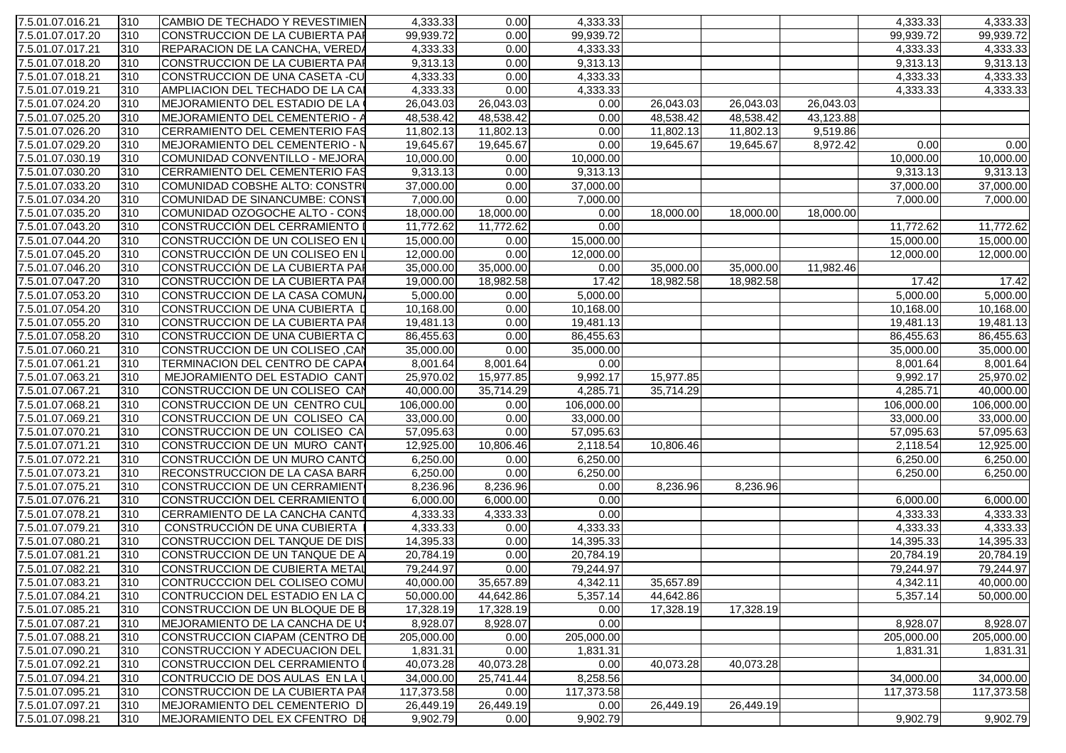| | | | | | | | | | | |
|---|---|---|---|---|---|---|---|---|---|---|
| 7.5.01.07.016.21 | 310 | CAMBIO DE TECHADO Y REVESTIMIEN | 4,333.33 | 0.00 | 4,333.33 | | | | 4,333.33 | 4,333.33 |
| 7.5.01.07.017.20 | 310 | CONSTRUCCION DE LA CUBIERTA PAI | 99,939.72 | 0.00 | 99,939.72 | | | | 99,939.72 | 99,939.72 |
| 7.5.01.07.017.21 | 310 | REPARACION DE LA CANCHA, VEREDA | 4,333.33 | 0.00 | 4,333.33 | | | | 4,333.33 | 4,333.33 |
| 7.5.01.07.018.20 | 310 | CONSTRUCCION DE LA CUBIERTA PAI | 9,313.13 | 0.00 | 9,313.13 | | | | 9,313.13 | 9,313.13 |
| 7.5.01.07.018.21 | 310 | CONSTRUCCION DE UNA CASETA -CU | 4,333.33 | 0.00 | 4,333.33 | | | | 4,333.33 | 4,333.33 |
| 7.5.01.07.019.21 | 310 | AMPLIACION DEL TECHADO DE LA CA | 4,333.33 | 0.00 | 4,333.33 | | | | 4,333.33 | 4,333.33 |
| 7.5.01.07.024.20 | 310 | MEJORAMIENTO DEL ESTADIO DE LA | 26,043.03 | 26,043.03 | 0.00 | 26,043.03 | 26,043.03 | 26,043.03 | | |
| 7.5.01.07.025.20 | 310 | MEJORAMIENTO DEL CEMENTERIO - A | 48,538.42 | 48,538.42 | 0.00 | 48,538.42 | 48,538.42 | 43,123.88 | | |
| 7.5.01.07.026.20 | 310 | CERRAMIENTO DEL CEMENTERIO FAS | 11,802.13 | 11,802.13 | 0.00 | 11,802.13 | 11,802.13 | 9,519.86 | | |
| 7.5.01.07.029.20 | 310 | MEJORAMIENTO DEL CEMENTERIO - M | 19,645.67 | 19,645.67 | 0.00 | 19,645.67 | 19,645.67 | 8,972.42 | 0.00 | 0.00 |
| 7.5.01.07.030.19 | 310 | COMUNIDAD CONVENTILLO - MEJORA | 10,000.00 | 0.00 | 10,000.00 | | | | 10,000.00 | 10,000.00 |
| 7.5.01.07.030.20 | 310 | CERRAMIENTO DEL CEMENTERIO FAS | 9,313.13 | 0.00 | 9,313.13 | | | | 9,313.13 | 9,313.13 |
| 7.5.01.07.033.20 | 310 | COMUNIDAD COBSHE ALTO: CONSTRU | 37,000.00 | 0.00 | 37,000.00 | | | | 37,000.00 | 37,000.00 |
| 7.5.01.07.034.20 | 310 | COMUNIDAD DE SINANCUMBE: CONST | 7,000.00 | 0.00 | 7,000.00 | | | | 7,000.00 | 7,000.00 |
| 7.5.01.07.035.20 | 310 | COMUNIDAD OZOGOCHE ALTO - CONS | 18,000.00 | 18,000.00 | 0.00 | 18,000.00 | 18,000.00 | 18,000.00 | | |
| 7.5.01.07.043.20 | 310 | CONSTRUCCIÓN DEL CERRAMIENTO I | 11,772.62 | 11,772.62 | 0.00 | | | | 11,772.62 | 11,772.62 |
| 7.5.01.07.044.20 | 310 | CONSTRUCCIÓN DE UN COLISEO EN L | 15,000.00 | 0.00 | 15,000.00 | | | | 15,000.00 | 15,000.00 |
| 7.5.01.07.045.20 | 310 | CONSTRUCCIÓN DE UN COLISEO EN L | 12,000.00 | 0.00 | 12,000.00 | | | | 12,000.00 | 12,000.00 |
| 7.5.01.07.046.20 | 310 | CONSTRUCCIÓN DE LA CUBIERTA PAI | 35,000.00 | 35,000.00 | 0.00 | 35,000.00 | 35,000.00 | 11,982.46 | | |
| 7.5.01.07.047.21 | 310 | CONSTRUCCIÓN DE LA CUBIERTA PAI | 19,000.00 | 18,982.58 | 17.42 | 18,982.58 | 18,982.58 | | 17.42 | 17.42 |
| 7.5.01.07.053.20 | 310 | CONSTRUCCION DE LA CASA COMUNA | 5,000.00 | 0.00 | 5,000.00 | | | | 5,000.00 | 5,000.00 |
| 7.5.01.07.054.20 | 310 | CONSTRUCCION DE UNA CUBIERTA D | 10,168.00 | 0.00 | 10,168.00 | | | | 10,168.00 | 10,168.00 |
| 7.5.01.07.055.20 | 310 | CONSTRUCCION DE LA CUBIERTA PAI | 19,481.13 | 0.00 | 19,481.13 | | | | 19,481.13 | 19,481.13 |
| 7.5.01.07.058.20 | 310 | CONSTRUCCION DE UNA CUBIERTA C | 86,455.63 | 0.00 | 86,455.63 | | | | 86,455.63 | 86,455.63 |
| 7.5.01.07.060.20 | 310 | CONSTRUCCION DE UN COLISEO ,CAN | 35,000.00 | 0.00 | 35,000.00 | | | | 35,000.00 | 35,000.00 |
| 7.5.01.07.061.20 | 310 | TERMINACION DEL CENTRO DE CAPA | 8,001.64 | 8,001.64 | 0.00 | | | | 8,001.64 | 8,001.64 |
| 7.5.01.07.063.21 | 310 | MEJORAMIENTO DEL ESTADIO CANT | 25,970.02 | 15,977.85 | 9,992.17 | 15,977.85 | | | 9,992.17 | 25,970.02 |
| 7.5.01.07.067.21 | 310 | CONSTRUCCION DE UN COLISEO CAN | 40,000.00 | 35,714.29 | 4,285.71 | 35,714.29 | | | 4,285.71 | 40,000.00 |
| 7.5.01.07.068.21 | 310 | CONSTRUCCION DE UN CENTRO CUL | 106,000.00 | 0.00 | 106,000.00 | | | | 106,000.00 | 106,000.00 |
| 7.5.01.07.069.21 | 310 | CONSTRUCCION DE UN COLISEO CA | 33,000.00 | 0.00 | 33,000.00 | | | | 33,000.00 | 33,000.00 |
| 7.5.01.07.070.21 | 310 | CONSTRUCCION DE UN COLISEO CA | 57,095.63 | 0.00 | 57,095.63 | | | | 57,095.63 | 57,095.63 |
| 7.5.01.07.071.21 | 310 | CONSTRUCCION DE UN MURO CANT | 12,925.00 | 10,806.46 | 2,118.54 | 10,806.46 | | | 2,118.54 | 12,925.00 |
| 7.5.01.07.072.21 | 310 | CONSTRUCCIÓN DE UN MURO CANTÓ | 6,250.00 | 0.00 | 6,250.00 | | | | 6,250.00 | 6,250.00 |
| 7.5.01.07.073.21 | 310 | RECONSTRUCCION DE LA CASA BARR | 6,250.00 | 0.00 | 6,250.00 | | | | 6,250.00 | 6,250.00 |
| 7.5.01.07.075.21 | 310 | CONSTRUCCION DE UN CERRAMIENT | 8,236.96 | 8,236.96 | 0.00 | 8,236.96 | 8,236.96 | | | |
| 7.5.01.07.076.21 | 310 | CONSTRUCCIÓN DEL CERRAMIENTO I | 6,000.00 | 6,000.00 | 0.00 | | | | 6,000.00 | 6,000.00 |
| 7.5.01.07.078.21 | 310 | CERRAMIENTO DE LA CANCHA CANTÓ | 4,333.33 | 4,333.33 | 0.00 | | | | 4,333.33 | 4,333.33 |
| 7.5.01.07.079.21 | 310 | CONSTRUCCIÓN DE UNA CUBIERTA I | 4,333.33 | 0.00 | 4,333.33 | | | | 4,333.33 | 4,333.33 |
| 7.5.01.07.080.21 | 310 | CONSTRUCCION DEL TANQUE DE DIS | 14,395.33 | 0.00 | 14,395.33 | | | | 14,395.33 | 14,395.33 |
| 7.5.01.07.081.21 | 310 | CONSTRUCCION DE UN TANQUE DE A | 20,784.19 | 0.00 | 20,784.19 | | | | 20,784.19 | 20,784.19 |
| 7.5.01.07.082.21 | 310 | CONSTRUCCION DE CUBIERTA METAL | 79,244.97 | 0.00 | 79,244.97 | | | | 79,244.97 | 79,244.97 |
| 7.5.01.07.083.21 | 310 | CONTRUCCCION DEL COLISEO COMU | 40,000.00 | 35,657.89 | 4,342.11 | 35,657.89 | | | 4,342.11 | 40,000.00 |
| 7.5.01.07.084.21 | 310 | CONTRUCCION DEL ESTADIO EN LA C | 50,000.00 | 44,642.86 | 5,357.14 | 44,642.86 | | | 5,357.14 | 50,000.00 |
| 7.5.01.07.085.21 | 310 | CONSTRUCCION DE UN BLOQUE DE B | 17,328.19 | 17,328.19 | 0.00 | 17,328.19 | 17,328.19 | | | |
| 7.5.01.07.087.21 | 310 | MEJORAMIENTO DE LA CANCHA DE US | 8,928.07 | 8,928.07 | 0.00 | | | | 8,928.07 | 8,928.07 |
| 7.5.01.07.088.21 | 310 | CONSTRUCCION CIAPAM (CENTRO DE | 205,000.00 | 0.00 | 205,000.00 | | | | 205,000.00 | 205,000.00 |
| 7.5.01.07.090.21 | 310 | CONSTRUCCION Y ADECUACION DEL | 1,831.31 | 0.00 | 1,831.31 | | | | 1,831.31 | 1,831.31 |
| 7.5.01.07.092.21 | 310 | CONSTRUCCION DEL CERRAMIENTO I | 40,073.28 | 40,073.28 | 0.00 | 40,073.28 | 40,073.28 | | | |
| 7.5.01.07.094.21 | 310 | CONTRUCCIO DE DOS AULAS EN LA U | 34,000.00 | 25,741.44 | 8,258.56 | | | | 34,000.00 | 34,000.00 |
| 7.5.01.07.095.21 | 310 | CONSTRUCCION DE LA CUBIERTA PAI | 117,373.58 | 0.00 | 117,373.58 | | | | 117,373.58 | 117,373.58 |
| 7.5.01.07.097.21 | 310 | MEJORAMIENTO DEL CEMENTERIO D | 26,449.19 | 26,449.19 | 0.00 | 26,449.19 | 26,449.19 | | | |
| 7.5.01.07.098.21 | 310 | MEJORAMIENTO DEL EX CFENTRO DE | 9,902.79 | 0.00 | 9,902.79 | | | | 9,902.79 | 9,902.79 |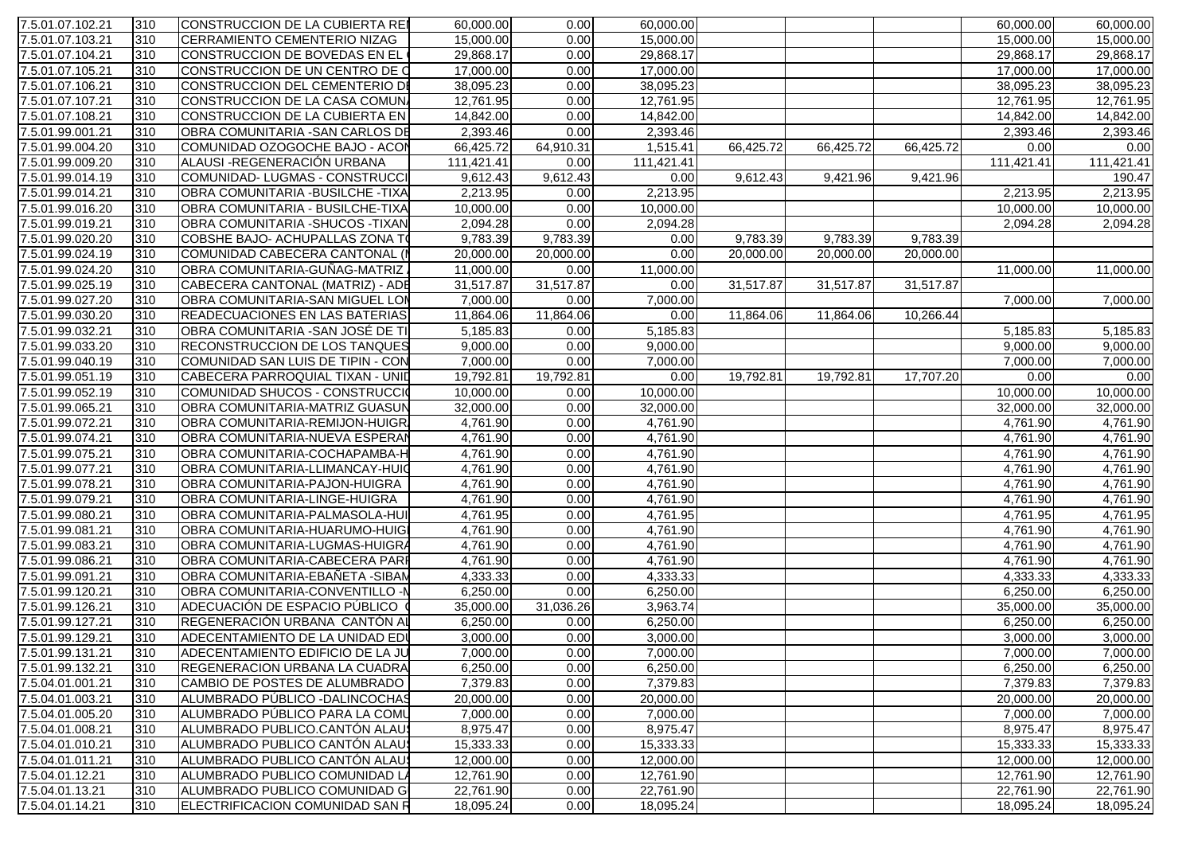| | | | | | | | | | | |
|---|---|---|---|---|---|---|---|---|---|---|
| 7.5.01.07.102.21 | 310 | CONSTRUCCION DE LA CUBIERTA REI | 60,000.00 | 0.00 | 60,000.00 | | | | 60,000.00 | 60,000.00 |
| 7.5.01.07.103.21 | 310 | CERRAMIENTO CEMENTERIO NIZAG | 15,000.00 | 0.00 | 15,000.00 | | | | 15,000.00 | 15,000.00 |
| 7.5.01.07.104.21 | 310 | CONSTRUCCION DE BOVEDAS EN EL | 29,868.17 | 0.00 | 29,868.17 | | | | 29,868.17 | 29,868.17 |
| 7.5.01.07.105.21 | 310 | CONSTRUCCION DE UN CENTRO DE C | 17,000.00 | 0.00 | 17,000.00 | | | | 17,000.00 | 17,000.00 |
| 7.5.01.07.106.21 | 310 | CONSTRUCCION DEL CEMENTERIO DE | 38,095.23 | 0.00 | 38,095.23 | | | | 38,095.23 | 38,095.23 |
| 7.5.01.07.107.21 | 310 | CONSTRUCCION DE LA CASA COMUN | 12,761.95 | 0.00 | 12,761.95 | | | | 12,761.95 | 12,761.95 |
| 7.5.01.07.108.21 | 310 | CONSTRUCCION DE LA CUBIERTA EN | 14,842.00 | 0.00 | 14,842.00 | | | | 14,842.00 | 14,842.00 |
| 7.5.01.99.001.21 | 310 | OBRA COMUNITARIA -SAN CARLOS DE | 2,393.46 | 0.00 | 2,393.46 | | | | 2,393.46 | 2,393.46 |
| 7.5.01.99.004.20 | 310 | COMUNIDAD OZOGOCHE BAJO - ACON | 66,425.72 | 64,910.31 | 1,515.41 | 66,425.72 | 66,425.72 | 66,425.72 | 0.00 | 0.00 |
| 7.5.01.99.009.20 | 310 | ALAUSI -REGENERACIÓN URBANA | 111,421.41 | 0.00 | 111,421.41 | | | | 111,421.41 | 111,421.41 |
| 7.5.01.99.014.19 | 310 | COMUNIDAD- LUGMAS - CONSTRUCCI | 9,612.43 | 9,612.43 | 0.00 | 9,612.43 | 9,421.96 | 9,421.96 | | 190.47 |
| 7.5.01.99.014.21 | 310 | OBRA COMUNITARIA -BUSILCHE -TIXA | 2,213.95 | 0.00 | 2,213.95 | | | | 2,213.95 | 2,213.95 |
| 7.5.01.99.016.20 | 310 | OBRA COMUNITARIA - BUSILCHE-TIXA | 10,000.00 | 0.00 | 10,000.00 | | | | 10,000.00 | 10,000.00 |
| 7.5.01.99.019.21 | 310 | OBRA COMUNITARIA -SHUCOS -TIXAN | 2,094.28 | 0.00 | 2,094.28 | | | | 2,094.28 | 2,094.28 |
| 7.5.01.99.020.20 | 310 | COBSHE BAJO- ACHUPALLAS ZONA T | 9,783.39 | 9,783.39 | 0.00 | 9,783.39 | 9,783.39 | 9,783.39 | | |
| 7.5.01.99.024.19 | 310 | COMUNIDAD CABECERA CANTONAL ( | 20,000.00 | 20,000.00 | 0.00 | 20,000.00 | 20,000.00 | 20,000.00 | | |
| 7.5.01.99.024.20 | 310 | OBRA COMUNITARIA-GUÑAG-MATRIZ | 11,000.00 | 0.00 | 11,000.00 | | | | 11,000.00 | 11,000.00 |
| 7.5.01.99.025.19 | 310 | CABECERA CANTONAL (MATRIZ) - ADE | 31,517.87 | 31,517.87 | 0.00 | 31,517.87 | 31,517.87 | 31,517.87 | | |
| 7.5.01.99.027.20 | 310 | OBRA COMUNITARIA-SAN MIGUEL LOM | 7,000.00 | 0.00 | 7,000.00 | | | | 7,000.00 | 7,000.00 |
| 7.5.01.99.030.20 | 310 | READECUACIONES EN LAS BATERIAS | 11,864.06 | 11,864.06 | 0.00 | 11,864.06 | 11,864.06 | 10,266.44 | | |
| 7.5.01.99.032.21 | 310 | OBRA COMUNITARIA -SAN JOSÉ DE TI | 5,185.83 | 0.00 | 5,185.83 | | | | 5,185.83 | 5,185.83 |
| 7.5.01.99.033.20 | 310 | RECONSTRUCCION DE LOS TANQUES | 9,000.00 | 0.00 | 9,000.00 | | | | 9,000.00 | 9,000.00 |
| 7.5.01.99.040.19 | 310 | COMUNIDAD SAN LUIS DE TIPIN - CON | 7,000.00 | 0.00 | 7,000.00 | | | | 7,000.00 | 7,000.00 |
| 7.5.01.99.051.19 | 310 | CABECERA PARROQUIAL TIXAN - UNID | 19,792.81 | 19,792.81 | 0.00 | 19,792.81 | 19,792.81 | 17,707.20 | 0.00 | 0.00 |
| 7.5.01.99.052.19 | 310 | COMUNIDAD SHUCOS - CONSTRUCCIO | 10,000.00 | 0.00 | 10,000.00 | | | | 10,000.00 | 10,000.00 |
| 7.5.01.99.065.21 | 310 | OBRA COMUNITARIA-MATRIZ GUASUN | 32,000.00 | 0.00 | 32,000.00 | | | | 32,000.00 | 32,000.00 |
| 7.5.01.99.072.21 | 310 | OBRA COMUNITARIA-REMIJON-HUIGR | 4,761.90 | 0.00 | 4,761.90 | | | | 4,761.90 | 4,761.90 |
| 7.5.01.99.074.21 | 310 | OBRA COMUNITARIA-NUEVA ESPERAN | 4,761.90 | 0.00 | 4,761.90 | | | | 4,761.90 | 4,761.90 |
| 7.5.01.99.075.21 | 310 | OBRA COMUNITARIA-COCHAPAMBA-H | 4,761.90 | 0.00 | 4,761.90 | | | | 4,761.90 | 4,761.90 |
| 7.5.01.99.077.21 | 310 | OBRA COMUNITARIA-LLIMANCAY-HUIG | 4,761.90 | 0.00 | 4,761.90 | | | | 4,761.90 | 4,761.90 |
| 7.5.01.99.078.21 | 310 | OBRA COMUNITARIA-PAJON-HUIGRA | 4,761.90 | 0.00 | 4,761.90 | | | | 4,761.90 | 4,761.90 |
| 7.5.01.99.079.21 | 310 | OBRA COMUNITARIA-LINGE-HUIGRA | 4,761.90 | 0.00 | 4,761.90 | | | | 4,761.90 | 4,761.90 |
| 7.5.01.99.080.21 | 310 | OBRA COMUNITARIA-PALMASOLA-HUI | 4,761.95 | 0.00 | 4,761.95 | | | | 4,761.95 | 4,761.95 |
| 7.5.01.99.081.21 | 310 | OBRA COMUNITARIA-HUARUMO-HUIG | 4,761.90 | 0.00 | 4,761.90 | | | | 4,761.90 | 4,761.90 |
| 7.5.01.99.083.21 | 310 | OBRA COMUNITARIA-LUGMAS-HUIGRA | 4,761.90 | 0.00 | 4,761.90 | | | | 4,761.90 | 4,761.90 |
| 7.5.01.99.086.21 | 310 | OBRA COMUNITARIA-CABECERA PARI | 4,761.90 | 0.00 | 4,761.90 | | | | 4,761.90 | 4,761.90 |
| 7.5.01.99.091.21 | 310 | OBRA COMUNITARIA-EBAÑETA -SIBAM | 4,333.33 | 0.00 | 4,333.33 | | | | 4,333.33 | 4,333.33 |
| 7.5.01.99.120.21 | 310 | OBRA COMUNITARIA-CONVENTILLO -M | 6,250.00 | 0.00 | 6,250.00 | | | | 6,250.00 | 6,250.00 |
| 7.5.01.99.126.21 | 310 | ADECUACIÓN DE ESPACIO PÚBLICO | 35,000.00 | 31,036.26 | 3,963.74 | | | | 35,000.00 | 35,000.00 |
| 7.5.01.99.127.21 | 310 | REGENERACIÓN URBANA CANTÓN AL | 6,250.00 | 0.00 | 6,250.00 | | | | 6,250.00 | 6,250.00 |
| 7.5.01.99.129.21 | 310 | ADECENTAMIENTO DE LA UNIDAD EDU | 3,000.00 | 0.00 | 3,000.00 | | | | 3,000.00 | 3,000.00 |
| 7.5.01.99.131.21 | 310 | ADECENTAMIENTO EDIFICIO DE LA JU | 7,000.00 | 0.00 | 7,000.00 | | | | 7,000.00 | 7,000.00 |
| 7.5.01.99.132.21 | 310 | REGENERACION URBANA LA CUADRA | 6,250.00 | 0.00 | 6,250.00 | | | | 6,250.00 | 6,250.00 |
| 7.5.04.01.001.21 | 310 | CAMBIO DE POSTES DE ALUMBRADO | 7,379.83 | 0.00 | 7,379.83 | | | | 7,379.83 | 7,379.83 |
| 7.5.04.01.003.21 | 310 | ALUMBRADO PÚBLICO -DALINCOCHAS | 20,000.00 | 0.00 | 20,000.00 | | | | 20,000.00 | 20,000.00 |
| 7.5.04.01.005.20 | 310 | ALUMBRADO PÚBLICO PARA LA COMU | 7,000.00 | 0.00 | 7,000.00 | | | | 7,000.00 | 7,000.00 |
| 7.5.04.01.008.21 | 310 | ALUMBRADO PUBLICO.CANTÓN ALAUS | 8,975.47 | 0.00 | 8,975.47 | | | | 8,975.47 | 8,975.47 |
| 7.5.04.01.010.21 | 310 | ALUMBRADO PUBLICO CANTÓN ALAUS | 15,333.33 | 0.00 | 15,333.33 | | | | 15,333.33 | 15,333.33 |
| 7.5.04.01.011.21 | 310 | ALUMBRADO PUBLICO CANTÓN ALAUS | 12,000.00 | 0.00 | 12,000.00 | | | | 12,000.00 | 12,000.00 |
| 7.5.04.01.12.21 | 310 | ALUMBRADO PUBLICO COMUNIDAD LA | 12,761.90 | 0.00 | 12,761.90 | | | | 12,761.90 | 12,761.90 |
| 7.5.04.01.13.21 | 310 | ALUMBRADO PUBLICO COMUNIDAD G | 22,761.90 | 0.00 | 22,761.90 | | | | 22,761.90 | 22,761.90 |
| 7.5.04.01.14.21 | 310 | ELECTRIFICACION COMUNIDAD SAN R | 18,095.24 | 0.00 | 18,095.24 | | | | 18,095.24 | 18,095.24 |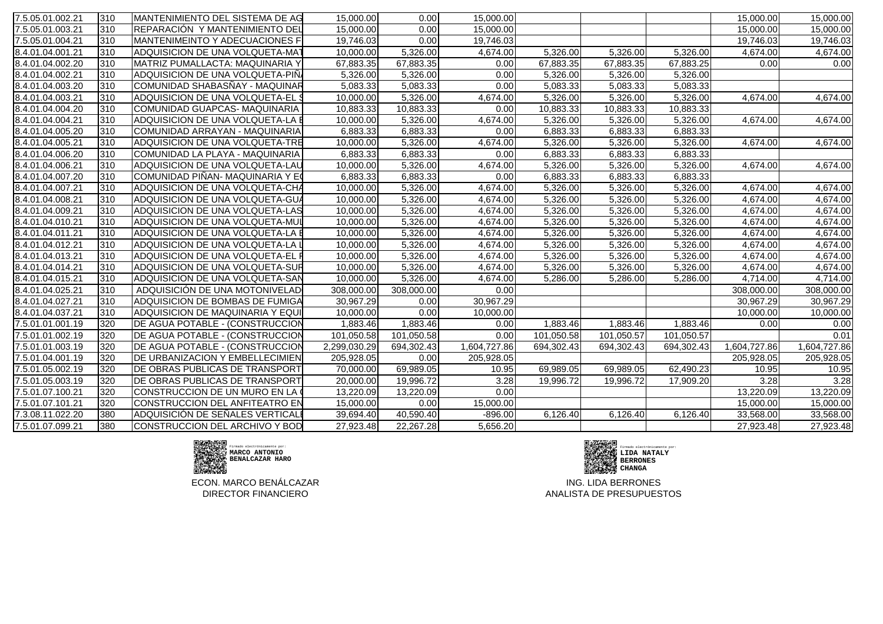| | | | | | | | | | | |
|---|---|---|---|---|---|---|---|---|---|---|
| 7.5.05.01.002.21 | 310 | MANTENIMIENTO DEL SISTEMA DE AG | 15,000.00 | 0.00 | 15,000.00 | | | | 15,000.00 | 15,000.00 |
| 7.5.05.01.003.21 | 310 | REPARACIÓN Y MANTENIMIENTO DEL | 15,000.00 | 0.00 | 15,000.00 | | | | 15,000.00 | 15,000.00 |
| 7.5.05.01.004.21 | 310 | MANTENIMEINTO Y ADECUACIONES F | 19,746.03 | 0.00 | 19,746.03 | | | | 19,746.03 | 19,746.03 |
| 8.4.01.04.001.21 | 310 | ADQUISICION DE UNA VOLQUETA-MAT | 10,000.00 | 5,326.00 | 4,674.00 | 5,326.00 | 5,326.00 | 5,326.00 | 4,674.00 | 4,674.00 |
| 8.4.01.04.002.20 | 310 | MATRIZ PUMALLACTA: MAQUINARIA Y | 67,883.35 | 67,883.35 | 0.00 | 67,883.35 | 67,883.35 | 67,883.25 | 0.00 | 0.00 |
| 8.4.01.04.002.21 | 310 | ADQUISICION DE UNA VOLQUETA-PIÑ | 5,326.00 | 5,326.00 | 0.00 | 5,326.00 | 5,326.00 | 5,326.00 | | |
| 8.4.01.04.003.20 | 310 | COMUNIDAD SHABASÑAY - MAQUINAR | 5,083.33 | 5,083.33 | 0.00 | 5,083.33 | 5,083.33 | 5,083.33 | | |
| 8.4.01.04.003.21 | 310 | ADQUISICION DE UNA VOLQUETA-EL S | 10,000.00 | 5,326.00 | 4,674.00 | 5,326.00 | 5,326.00 | 5,326.00 | 4,674.00 | 4,674.00 |
| 8.4.01.04.004.20 | 310 | COMUNIDAD GUAPCAS- MAQUINARIA | 10,883.33 | 10,883.33 | 0.00 | 10,883.33 | 10,883.33 | 10,883.33 | | |
| 8.4.01.04.004.21 | 310 | ADQUISICION DE UNA VOLQUETA-LA E | 10,000.00 | 5,326.00 | 4,674.00 | 5,326.00 | 5,326.00 | 5,326.00 | 4,674.00 | 4,674.00 |
| 8.4.01.04.005.20 | 310 | COMUNIDAD ARRAYAN - MAQUINARIA | 6,883.33 | 6,883.33 | 0.00 | 6,883.33 | 6,883.33 | 6,883.33 | | |
| 8.4.01.04.005.21 | 310 | ADQUISICION DE UNA VOLQUETA-TRE | 10,000.00 | 5,326.00 | 4,674.00 | 5,326.00 | 5,326.00 | 5,326.00 | 4,674.00 | 4,674.00 |
| 8.4.01.04.006.20 | 310 | COMUNIDAD LA PLAYA - MAQUINARIA | 6,883.33 | 6,883.33 | 0.00 | 6,883.33 | 6,883.33 | 6,883.33 | | |
| 8.4.01.04.006.21 | 310 | ADQUISICION DE UNA VOLQUETA-LAU | 10,000.00 | 5,326.00 | 4,674.00 | 5,326.00 | 5,326.00 | 5,326.00 | 4,674.00 | 4,674.00 |
| 8.4.01.04.007.20 | 310 | COMUNIDAD PIÑAN- MAQUINARIA Y EQ | 6,883.33 | 6,883.33 | 0.00 | 6,883.33 | 6,883.33 | 6,883.33 | | |
| 8.4.01.04.007.21 | 310 | ADQUISICION DE UNA VOLQUETA-CHA | 10,000.00 | 5,326.00 | 4,674.00 | 5,326.00 | 5,326.00 | 5,326.00 | 4,674.00 | 4,674.00 |
| 8.4.01.04.008.21 | 310 | ADQUISICION DE UNA VOLQUETA-GUA | 10,000.00 | 5,326.00 | 4,674.00 | 5,326.00 | 5,326.00 | 5,326.00 | 4,674.00 | 4,674.00 |
| 8.4.01.04.009.21 | 310 | ADQUISICION DE UNA VOLQUETA-LAS | 10,000.00 | 5,326.00 | 4,674.00 | 5,326.00 | 5,326.00 | 5,326.00 | 4,674.00 | 4,674.00 |
| 8.4.01.04.010.21 | 310 | ADQUISICION DE UNA VOLQUETA-MUL | 10,000.00 | 5,326.00 | 4,674.00 | 5,326.00 | 5,326.00 | 5,326.00 | 4,674.00 | 4,674.00 |
| 8.4.01.04.011.21 | 310 | ADQUISICION DE UNA VOLQUETA-LA E | 10,000.00 | 5,326.00 | 4,674.00 | 5,326.00 | 5,326.00 | 5,326.00 | 4,674.00 | 4,674.00 |
| 8.4.01.04.012.21 | 310 | ADQUISICION DE UNA VOLQUETA-LA L | 10,000.00 | 5,326.00 | 4,674.00 | 5,326.00 | 5,326.00 | 5,326.00 | 4,674.00 | 4,674.00 |
| 8.4.01.04.013.21 | 310 | ADQUISICION DE UNA VOLQUETA-EL F | 10,000.00 | 5,326.00 | 4,674.00 | 5,326.00 | 5,326.00 | 5,326.00 | 4,674.00 | 4,674.00 |
| 8.4.01.04.014.21 | 310 | ADQUISICION DE UNA VOLQUETA-SUF | 10,000.00 | 5,326.00 | 4,674.00 | 5,326.00 | 5,326.00 | 5,326.00 | 4,674.00 | 4,674.00 |
| 8.4.01.04.015.21 | 310 | ADQUISICION DE UNA VOLQUETA-SAN | 10,000.00 | 5,326.00 | 4,674.00 | 5,286.00 | 5,286.00 | 5,286.00 | 4,714.00 | 4,714.00 |
| 8.4.01.04.025.21 | 310 | ADQUISICIÓN DE UNA MOTONIVELAD | 308,000.00 | 308,000.00 | 0.00 | | | | 308,000.00 | 308,000.00 |
| 8.4.01.04.027.21 | 310 | ADQUISICION DE BOMBAS DE FUMIGA | 30,967.29 | 0.00 | 30,967.29 | | | | 30,967.29 | 30,967.29 |
| 8.4.01.04.037.21 | 310 | ADQUISICION DE MAQUINARIA Y EQUI | 10,000.00 | 0.00 | 10,000.00 | | | | 10,000.00 | 10,000.00 |
| 7.5.01.01.001.19 | 320 | DE AGUA POTABLE - (CONSTRUCCION | 1,883.46 | 1,883.46 | 0.00 | 1,883.46 | 1,883.46 | 1,883.46 | 0.00 | 0.00 |
| 7.5.01.01.002.19 | 320 | DE AGUA POTABLE - (CONSTRUCCION | 101,050.58 | 101,050.58 | 0.00 | 101,050.58 | 101,050.57 | 101,050.57 | | 0.01 |
| 7.5.01.01.003.19 | 320 | DE AGUA POTABLE - (CONSTRUCCION | 2,299,030.29 | 694,302.43 | 1,604,727.86 | 694,302.43 | 694,302.43 | 694,302.43 | 1,604,727.86 | 1,604,727.86 |
| 7.5.01.04.001.19 | 320 | DE URBANIZACION Y EMBELLECIMIEN | 205,928.05 | 0.00 | 205,928.05 | | | | 205,928.05 | 205,928.05 |
| 7.5.01.05.002.19 | 320 | DE OBRAS PUBLICAS DE TRANSPORT | 70,000.00 | 69,989.05 | 10.95 | 69,989.05 | 69,989.05 | 62,490.23 | 10.95 | 10.95 |
| 7.5.01.05.003.19 | 320 | DE OBRAS PUBLICAS DE TRANSPORT | 20,000.00 | 19,996.72 | 3.28 | 19,996.72 | 19,996.72 | 17,909.20 | 3.28 | 3.28 |
| 7.5.01.07.100.21 | 320 | CONSTRUCCION DE UN MURO EN LA | 13,220.09 | 13,220.09 | 0.00 | | | | 13,220.09 | 13,220.09 |
| 7.5.01.07.101.21 | 320 | CONSTRUCCION DEL ANFITEATRO EN | 15,000.00 | 0.00 | 15,000.00 | | | | 15,000.00 | 15,000.00 |
| 7.3.08.11.022.20 | 380 | ADQUISICION DE SEÑALES VERTICALI | 39,694.40 | 40,590.40 | -896.00 | 6,126.40 | 6,126.40 | 6,126.40 | 33,568.00 | 33,568.00 |
| 7.5.01.07.099.21 | 380 | CONSTRUCCION DEL ARCHIVO Y BOD | 27,923.48 | 22,267.28 | 5,656.20 | | | | 27,923.48 | 27,923.48 |

Firmado electrónicamente por: **MARCO ANTONIO BENALCAZAR HARO**

ECON. MARCO BENÁLCAZAR
DIRECTOR FINANCIERO

Firmado electrónicamente por: **LIDA NATALY BERRONES CHANGA**

ING. LIDA BERRONES
ANALISTA DE PRESUPUESTOS